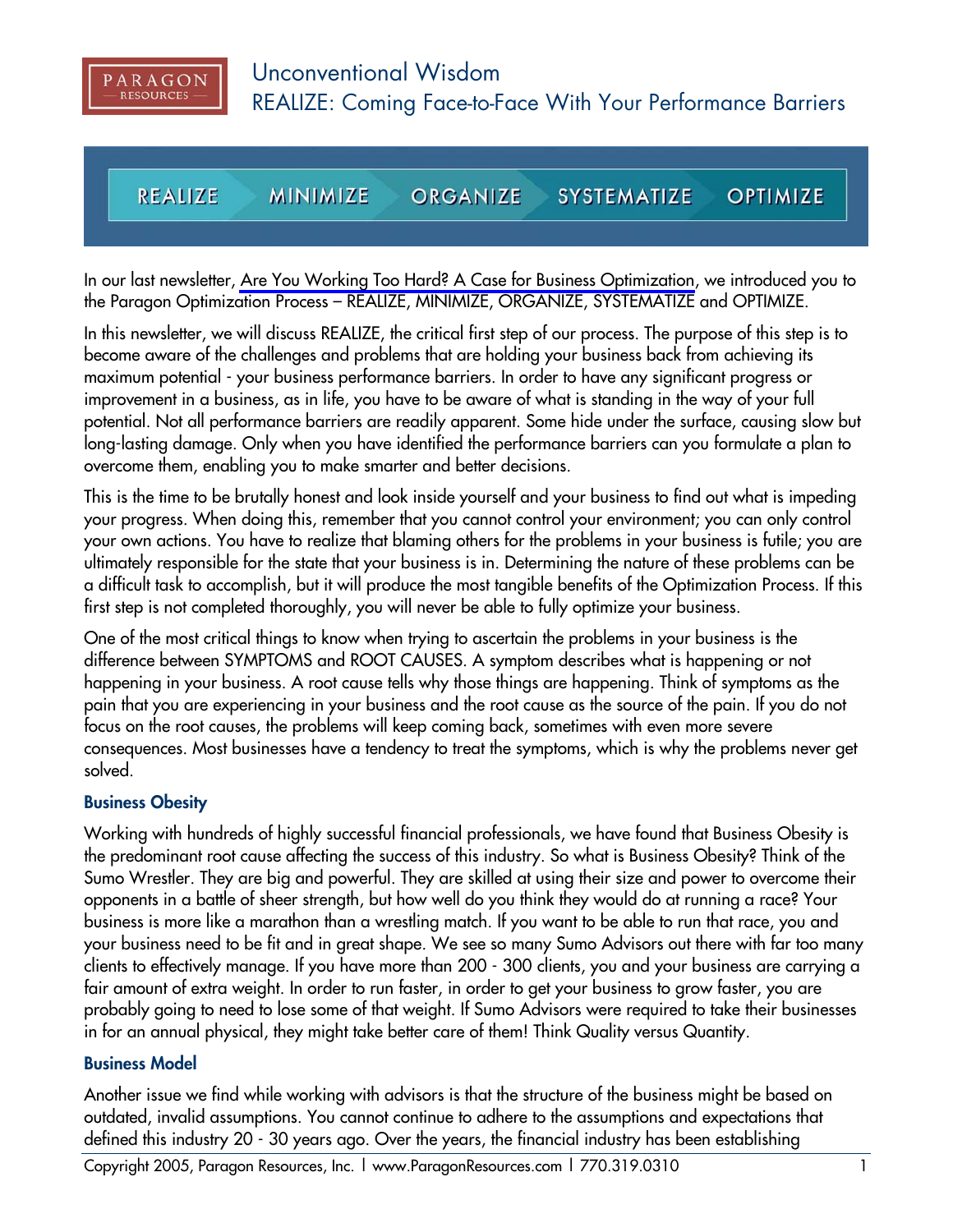# Unconventional Wisdom

## REALIZE: Coming Face-to-Face With Your Performance Barriers

REALIZE | MINIMIZE | ORGANIZE | SYSTEMATIZE | OPTIMIZE

In our last newsletter, Are You Working Too Hard? A Case for Business Optimization, we introduced you to the Paragon Optimization Process – REALIZE, MINIMIZE, ORGANIZE, SYSTEMATIZE and OPTIMIZE.

In this newsletter, we will discuss REALIZE, the critical first step of our process. The purpose of this step is to become aware of the challenges and problems that are holding your business back from achieving its maximum potential - your business performance barriers. In order to have any significant progress or improvement in a business, as in life, you have to be aware of what is standing in the way of your full potential. Not all performance barriers are readily apparent. Some hide under the surface, causing slow but long-lasting damage. Only when you have identified the performance barriers can you formulate a plan to overcome them, enabling you to make smarter and better decisions.

This is the time to be brutally honest and look inside yourself and your business to find out what is impeding your progress. When doing this, remember that you cannot control your environment; you can only control your own actions. You have to realize that blaming others for the problems in your business is futile; you are ultimately responsible for the state that your business is in. Determining the nature of these problems can be a difficult task to accomplish, but it will produce the most tangible benefits of the Optimization Process. If this first step is not completed thoroughly, you will never be able to fully optimize your business.

One of the most critical things to know when trying to ascertain the problems in your business is the difference between SYMPTOMS and ROOT CAUSES. A symptom describes what is happening or not happening in your business. A root cause tells why those things are happening. Think of symptoms as the pain that you are experiencing in your business and the root cause as the source of the pain. If you do not focus on the root causes, the problems will keep coming back, sometimes with even more severe consequences. Most businesses have a tendency to treat the symptoms, which is why the problems never get solved.

### Business Obesity

Working with hundreds of highly successful financial professionals, we have found that Business Obesity is the predominant root cause affecting the success of this industry. So what is Business Obesity? Think of the Sumo Wrestler. They are big and powerful. They are skilled at using their size and power to overcome their opponents in a battle of sheer strength, but how well do you think they would do at running a race? Your business is more like a marathon than a wrestling match. If you want to be able to run that race, you and your business need to be fit and in great shape. We see so many Sumo Advisors out there with far too many clients to effectively manage. If you have more than 200 - 300 clients, you and your business are carrying a fair amount of extra weight. In order to run faster, in order to get your business to grow faster, you are probably going to need to lose some of that weight. If Sumo Advisors were required to take their businesses in for an annual physical, they might take better care of them! Think Quality versus Quantity.

### Business Model

Another issue we find while working with advisors is that the structure of the business might be based on outdated, invalid assumptions. You cannot continue to adhere to the assumptions and expectations that defined this industry 20 - 30 years ago. Over the years, the financial industry has been establishing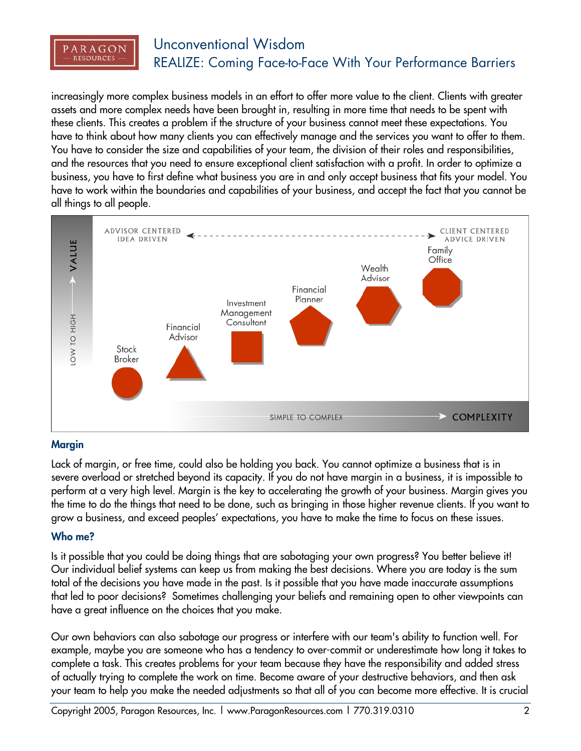increasingly more complex business models in an effort to offer more value to the client. Clients with greater assets and more complex needs have been brought in, resulting in more time that needs to be spent with these clients. This creates a problem if the structure of your business cannot meet these expectations. You have to think about how many clients you can effectively manage and the services you want to offer to them. You have to consider the size and capabilities of your team, the division of their roles and responsibilities, and the resources that you need to ensure exceptional client satisfaction with a profit. In order to optimize a business, you have to first define what business you are in and only accept business that fits your model. You have to work within the boundaries and capabilities of your business, and accept the fact that you cannot be all things to all people.

ADVISOR CENTERED IDEA DRIVEN ← → CLIENT CENTERED ADVICE DRIVEN

VALUE (LOW TO HIGH)

Stock Broker · Financial Advisor · Investment Management Consultant · Financial Planner · Wealth Advisor · Family Office

SIMPLE TO COMPLEX → COMPLEXITY

### Margin

Lack of margin, or free time, could also be holding you back. You cannot optimize a business that is in severe overload or stretched beyond its capacity. If you do not have margin in a business, it is impossible to perform at a very high level. Margin is the key to accelerating the growth of your business. Margin gives you the time to do the things that need to be done, such as bringing in those higher revenue clients. If you want to grow a business, and exceed peoples' expectations, you have to make the time to focus on these issues.

### Who me?

Is it possible that you could be doing things that are sabotaging your own progress? You better believe it! Our individual belief systems can keep us from making the best decisions. Where you are today is the sum total of the decisions you have made in the past. Is it possible that you have made inaccurate assumptions that led to poor decisions? Sometimes challenging your beliefs and remaining open to other viewpoints can have a great influence on the choices that you make.

Our own behaviors can also sabotage our progress or interfere with our team's ability to function well. For example, maybe you are someone who has a tendency to over-commit or underestimate how long it takes to complete a task. This creates problems for your team because they have the responsibility and added stress of actually trying to complete the work on time. Become aware of your destructive behaviors, and then ask your team to help you make the needed adjustments so that all of you can become more effective. It is crucial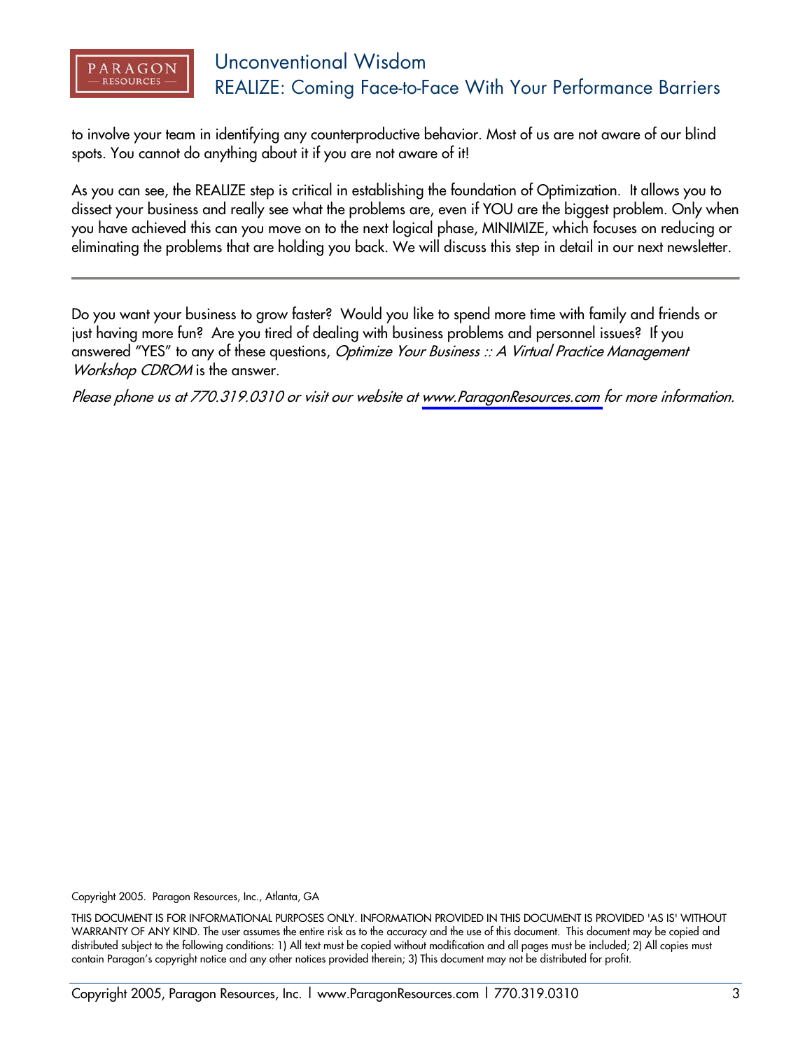to involve your team in identifying any counterproductive behavior. Most of us are not aware of our blind spots. You cannot do anything about it if you are not aware of it!

As you can see, the REALIZE step is critical in establishing the foundation of Optimization. It allows you to dissect your business and really see what the problems are, even if YOU are the biggest problem. Only when you have achieved this can you move on to the next logical phase, MINIMIZE, which focuses on reducing or eliminating the problems that are holding you back. We will discuss this step in detail in our next newsletter.

---

Do you want your business to grow faster? Would you like to spend more time with family and friends or just having more fun? Are you tired of dealing with business problems and personnel issues? If you answered "YES" to any of these questions, *Optimize Your Business :: A Virtual Practice Management Workshop CDROM* is the answer.

*Please phone us at 770.319.0310 or visit our website at [www.ParagonResources.com](http://www.ParagonResources.com) for more information.*

Copyright 2005. Paragon Resources, Inc., Atlanta, GA

THIS DOCUMENT IS FOR INFORMATIONAL PURPOSES ONLY. INFORMATION PROVIDED IN THIS DOCUMENT IS PROVIDED 'AS IS' WITHOUT WARRANTY OF ANY KIND. The user assumes the entire risk as to the accuracy and the use of this document. This document may be copied and distributed subject to the following conditions: 1) All text must be copied without modification and all pages must be included; 2) All copies must contain Paragon's copyright notice and any other notices provided therein; 3) This document may not be distributed for profit.